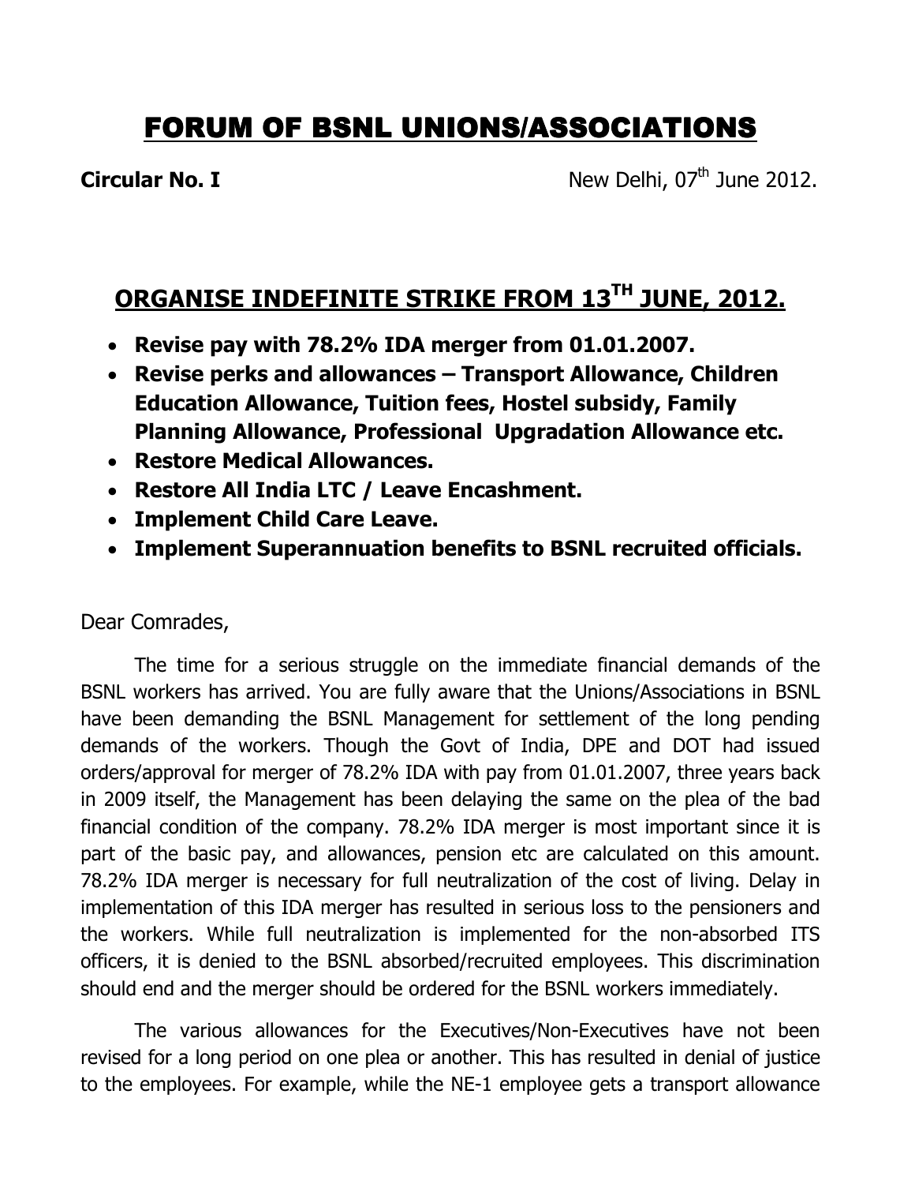# FORUM OF BSNL UNIONS/ASSOCIATIONS

**Circular No. I** New Delhi, 07th June 2012.

## ORGANISE INDEFINITE STRIKE FROM 13TH JUNE, 2012.

- **Revise pay with 78.2% IDA merger from 01.01.2007.**
- **Revise perks and allowances – Transport Allowance, Children Education Allowance, Tuition fees, Hostel subsidy, Family Planning Allowance, Professional Upgradation Allowance etc.**
- **Restore Medical Allowances.**
- **Restore All India LTC / Leave Encashment.**
- **Implement Child Care Leave.**
- **Implement Superannuation benefits to BSNL recruited officials.**

Dear Comrades,

The time for a serious struggle on the immediate financial demands of the BSNL workers has arrived. You are fully aware that the Unions/Associations in BSNL have been demanding the BSNL Management for settlement of the long pending demands of the workers. Though the Govt of India, DPE and DOT had issued orders/approval for merger of 78.2% IDA with pay from 01.01.2007, three years back in 2009 itself, the Management has been delaying the same on the plea of the bad financial condition of the company. 78.2% IDA merger is most important since it is part of the basic pay, and allowances, pension etc are calculated on this amount. 78.2% IDA merger is necessary for full neutralization of the cost of living. Delay in implementation of this IDA merger has resulted in serious loss to the pensioners and the workers. While full neutralization is implemented for the non-absorbed ITS officers, it is denied to the BSNL absorbed/recruited employees. This discrimination should end and the merger should be ordered for the BSNL workers immediately.

The various allowances for the Executives/Non-Executives have not been revised for a long period on one plea or another. This has resulted in denial of justice to the employees. For example, while the NE-1 employee gets a transport allowance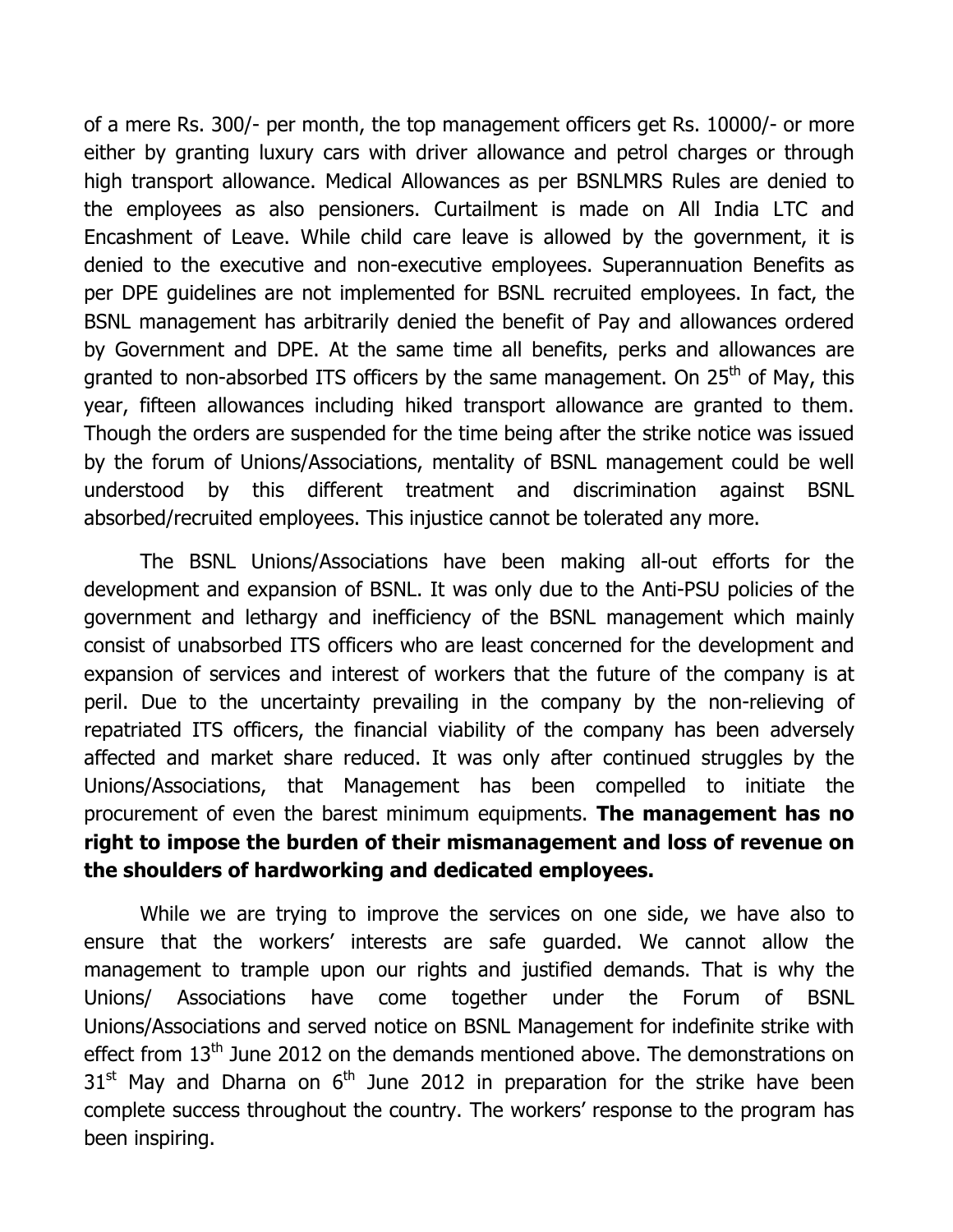of a mere Rs. 300/- per month, the top management officers get Rs. 10000/- or more either by granting luxury cars with driver allowance and petrol charges or through high transport allowance. Medical Allowances as per BSNLMRS Rules are denied to the employees as also pensioners. Curtailment is made on All India LTC and Encashment of Leave. While child care leave is allowed by the government, it is denied to the executive and non-executive employees. Superannuation Benefits as per DPE guidelines are not implemented for BSNL recruited employees. In fact, the BSNL management has arbitrarily denied the benefit of Pay and allowances ordered by Government and DPE. At the same time all benefits, perks and allowances are granted to non-absorbed ITS officers by the same management. On 25th of May, this year, fifteen allowances including hiked transport allowance are granted to them. Though the orders are suspended for the time being after the strike notice was issued by the forum of Unions/Associations, mentality of BSNL management could be well understood by this different treatment and discrimination against BSNL absorbed/recruited employees. This injustice cannot be tolerated any more.

The BSNL Unions/Associations have been making all-out efforts for the development and expansion of BSNL. It was only due to the Anti-PSU policies of the government and lethargy and inefficiency of the BSNL management which mainly consist of unabsorbed ITS officers who are least concerned for the development and expansion of services and interest of workers that the future of the company is at peril. Due to the uncertainty prevailing in the company by the non-relieving of repatriated ITS officers, the financial viability of the company has been adversely affected and market share reduced. It was only after continued struggles by the Unions/Associations, that Management has been compelled to initiate the procurement of even the barest minimum equipments. **The management has no right to impose the burden of their mismanagement and loss of revenue on the shoulders of hardworking and dedicated employees.**

While we are trying to improve the services on one side, we have also to ensure that the workers' interests are safe guarded. We cannot allow the management to trample upon our rights and justified demands. That is why the Unions/ Associations have come together under the Forum of BSNL Unions/Associations and served notice on BSNL Management for indefinite strike with effect from 13th June 2012 on the demands mentioned above. The demonstrations on 31st May and Dharna on 6th June 2012 in preparation for the strike have been complete success throughout the country. The workers' response to the program has been inspiring.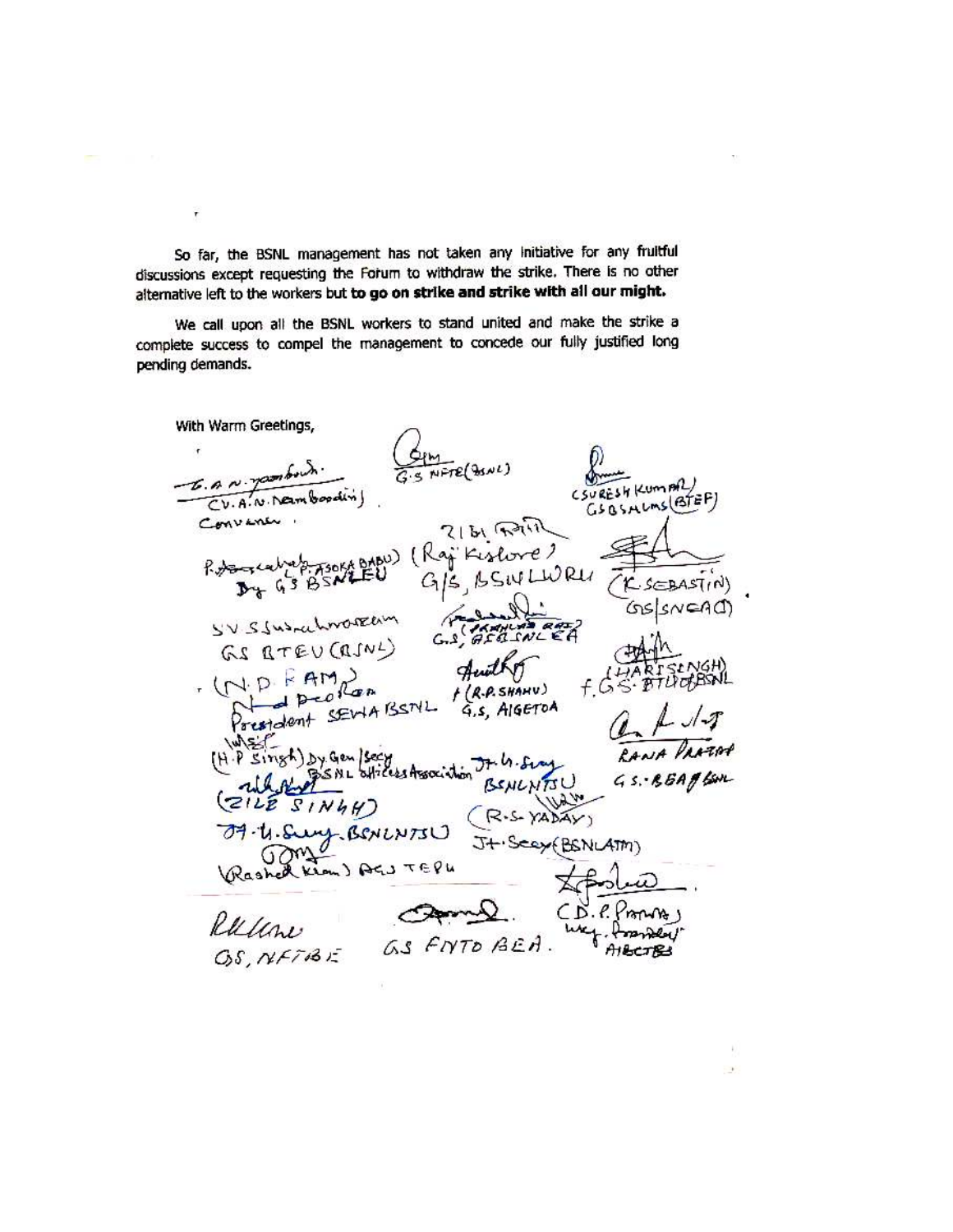So far, the BSNL management has not taken any initiative for any fruitful discussions except requesting the Forum to withdraw the strike. There is no other alternative left to the workers but **to go on strike and strike with all our might.**

We call upon all the BSNL workers to stand united and make the strike a complete success to compel the management to concede our fully justified long pending demands.

With Warm Greetings,

(V.A.N. Namboodiri)
Convener

G.S NFTE(BSNL)

C SURESH KUMAR
GS BSNLMS (BTEF)

(P. ASOKA BABU)
Dy GS BSNLEU

(Raj Kishore)
G/S, BSNLWRU

(K. SEBASTIN)
GS|SNEA(I)

S V Subramaniam
GS BTEU (BSNL)

(PRAHLAD RAI)
G.S, AIBSNLEA

(HARI SINGH)
F. G.S. BTU(I)BSNL

(N.D. RAM)
President SEWA BSNL

(R.P. SHAHU)
G.S, AIGETOA

RANA PRATAP
G.S. - BSAP BSNL

(H.P Singh) Dy. Gen Secy
BSNL Officers Association

Jt. G. Secy
BSNLNTSU

(ZILE SINGH)
Jt. G. Secy BSNLNTSU

(R.S. YADAV)
Jt. Secy (BSNLATM)

(Rashed Khan) AGS TEPU

GS, NFTBE

GS FNTO BEA.

(D.P. Pramanik)
Wkg. President
AIBCTES